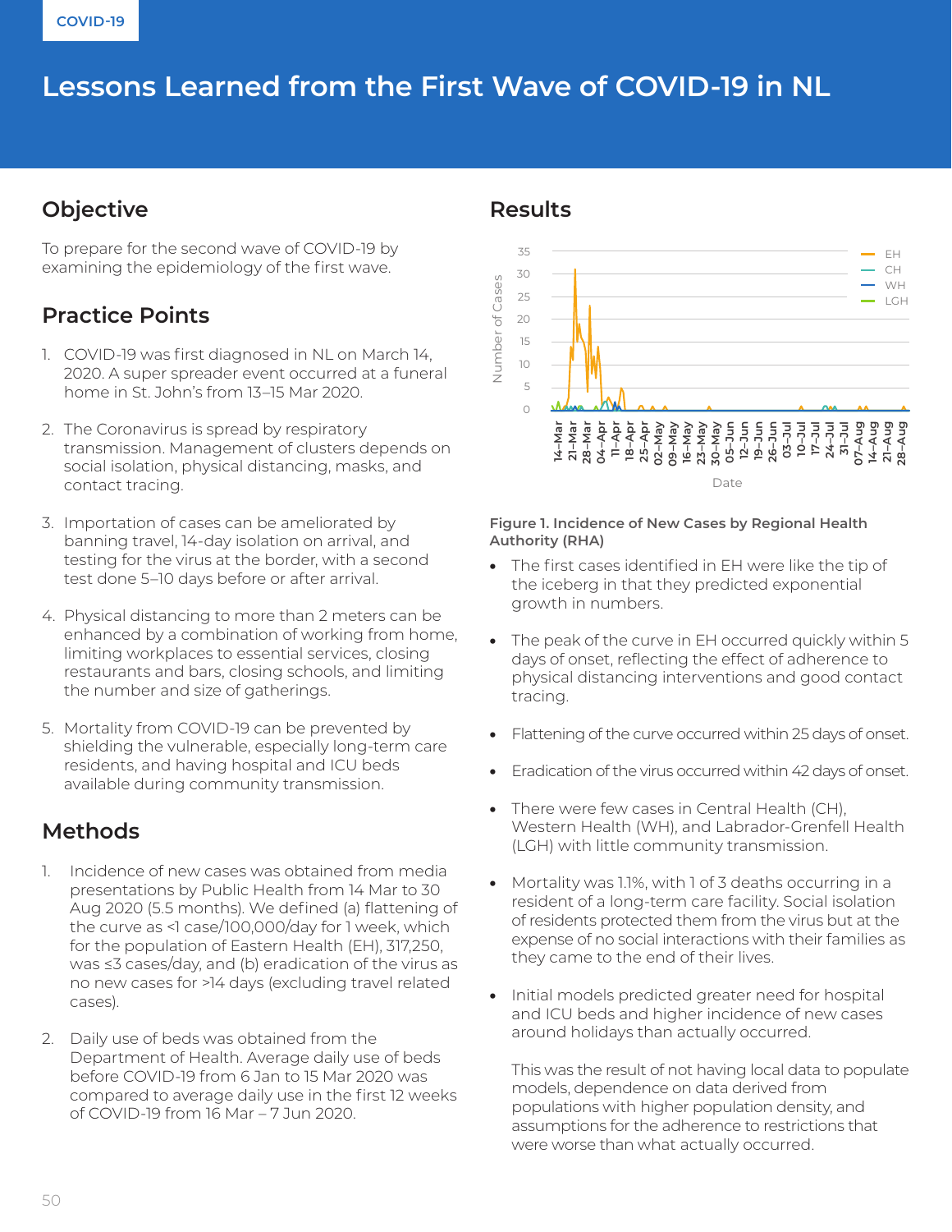COVID-19

# Lessons Learned from the First Wave of COVID-19 in NL

## Objective

To prepare for the second wave of COVID-19 by examining the epidemiology of the first wave.

## Practice Points

1. COVID-19 was first diagnosed in NL on March 14, 2020. A super spreader event occurred at a funeral home in St. John's from 13–15 Mar 2020.
2. The Coronavirus is spread by respiratory transmission. Management of clusters depends on social isolation, physical distancing, masks, and contact tracing.
3. Importation of cases can be ameliorated by banning travel, 14-day isolation on arrival, and testing for the virus at the border, with a second test done 5–10 days before or after arrival.
4. Physical distancing to more than 2 meters can be enhanced by a combination of working from home, limiting workplaces to essential services, closing restaurants and bars, closing schools, and limiting the number and size of gatherings.
5. Mortality from COVID-19 can be prevented by shielding the vulnerable, especially long-term care residents, and having hospital and ICU beds available during community transmission.

## Methods

1. Incidence of new cases was obtained from media presentations by Public Health from 14 Mar to 30 Aug 2020 (5.5 months). We defined (a) flattening of the curve as <1 case/100,000/day for 1 week, which for the population of Eastern Health (EH), 317,250, was ≤3 cases/day, and (b) eradication of the virus as no new cases for >14 days (excluding travel related cases).
2. Daily use of beds was obtained from the Department of Health. Average daily use of beds before COVID-19 from 6 Jan to 15 Mar 2020 was compared to average daily use in the first 12 weeks of COVID-19 from 16 Mar – 7 Jun 2020.

## Results

**Figure 1. Incidence of New Cases by Regional Health Authority (RHA)**

- The first cases identified in EH were like the tip of the iceberg in that they predicted exponential growth in numbers.
- The peak of the curve in EH occurred quickly within 5 days of onset, reflecting the effect of adherence to physical distancing interventions and good contact tracing.
- Flattening of the curve occurred within 25 days of onset.
- Eradication of the virus occurred within 42 days of onset.
- There were few cases in Central Health (CH), Western Health (WH), and Labrador-Grenfell Health (LGH) with little community transmission.
- Mortality was 1.1%, with 1 of 3 deaths occurring in a resident of a long-term care facility. Social isolation of residents protected them from the virus but at the expense of no social interactions with their families as they came to the end of their lives.
- Initial models predicted greater need for hospital and ICU beds and higher incidence of new cases around holidays than actually occurred.

  This was the result of not having local data to populate models, dependence on data derived from populations with higher population density, and assumptions for the adherence to restrictions that were worse than what actually occurred.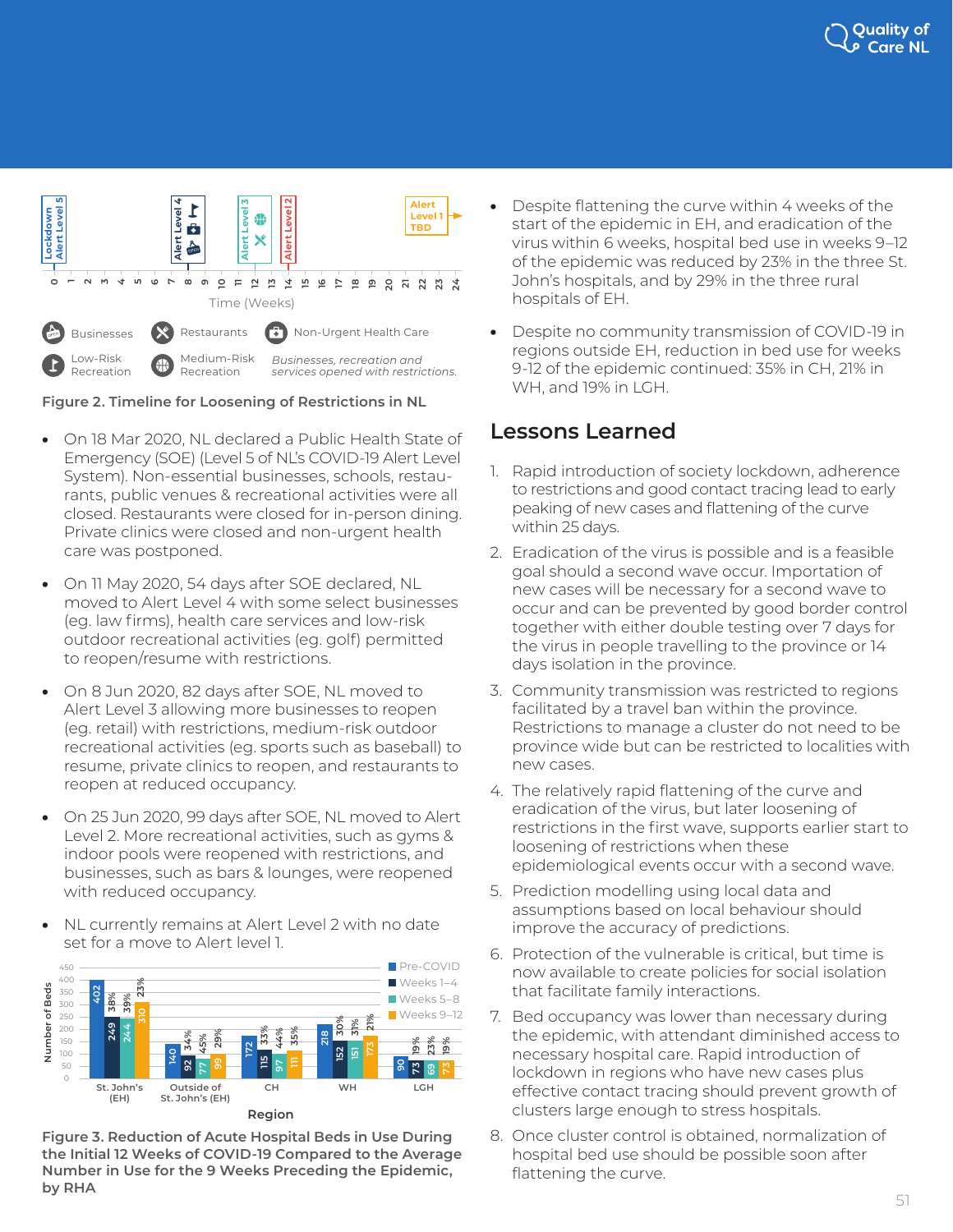Lockdown Alert Level 5

Alert Level 4

Alert Level 3

Alert Level 2

Alert Level 1 TBD

0 1 2 3 4 5 6 7 8 9 10 11 12 13 14 15 16 17 18 19 20 21 22 23 24

Time (Weeks)

Businesses

Restaurants

Non-Urgent Health Care

Low-Risk Recreation

Medium-Risk Recreation

*Businesses, recreation and services opened with restrictions.*

**Figure 2. Timeline for Loosening of Restrictions in NL**

- On 18 Mar 2020, NL declared a Public Health State of Emergency (SOE) (Level 5 of NL's COVID-19 Alert Level System). Non-essential businesses, schools, restaurants, public venues & recreational activities were all closed. Restaurants were closed for in-person dining. Private clinics were closed and non-urgent health care was postponed.
- On 11 May 2020, 54 days after SOE declared, NL moved to Alert Level 4 with some select businesses (eg. law firms), health care services and low-risk outdoor recreational activities (eg. golf) permitted to reopen/resume with restrictions.
- On 8 Jun 2020, 82 days after SOE, NL moved to Alert Level 3 allowing more businesses to reopen (eg. retail) with restrictions, medium-risk outdoor recreational activities (eg. sports such as baseball) to resume, private clinics to reopen, and restaurants to reopen at reduced occupancy.
- On 25 Jun 2020, 99 days after SOE, NL moved to Alert Level 2. More recreational activities, such as gyms & indoor pools were reopened with restrictions, and businesses, such as bars & lounges, were reopened with reduced occupancy.
- NL currently remains at Alert Level 2 with no date set for a move to Alert level 1.

Number of Beds

450
400
350
300
250
200
150
100
50
0

Pre-COVID
Weeks 1–4
Weeks 5–8
Weeks 9–12

St. John's (EH): 402, 249, 38%, 244, 39%, 310, 23%

Outside of St. John's (EH): 140, 92, 34%, 77, 45%, 99, 29%

CH: 172, 115, 33%, 97, 44%, 111, 35%

WH: 218, 152, 30%, 151, 31%, 173, 21%

LGH: 90, 73, 19%, 69, 23%, 73, 19%

Region

**Figure 3. Reduction of Acute Hospital Beds in Use During the Initial 12 Weeks of COVID-19 Compared to the Average Number in Use for the 9 Weeks Preceding the Epidemic, by RHA**

- Despite flattening the curve within 4 weeks of the start of the epidemic in EH, and eradication of the virus within 6 weeks, hospital bed use in weeks 9–12 of the epidemic was reduced by 23% in the three St. John's hospitals, and by 29% in the three rural hospitals of EH.
- Despite no community transmission of COVID-19 in regions outside EH, reduction in bed use for weeks 9-12 of the epidemic continued: 35% in CH, 21% in WH, and 19% in LGH.

## Lessons Learned

1. Rapid introduction of society lockdown, adherence to restrictions and good contact tracing lead to early peaking of new cases and flattening of the curve within 25 days.
2. Eradication of the virus is possible and is a feasible goal should a second wave occur. Importation of new cases will be necessary for a second wave to occur and can be prevented by good border control together with either double testing over 7 days for the virus in people travelling to the province or 14 days isolation in the province.
3. Community transmission was restricted to regions facilitated by a travel ban within the province. Restrictions to manage a cluster do not need to be province wide but can be restricted to localities with new cases.
4. The relatively rapid flattening of the curve and eradication of the virus, but later loosening of restrictions in the first wave, supports earlier start to loosening of restrictions when these epidemiological events occur with a second wave.
5. Prediction modelling using local data and assumptions based on local behaviour should improve the accuracy of predictions.
6. Protection of the vulnerable is critical, but time is now available to create policies for social isolation that facilitate family interactions.
7. Bed occupancy was lower than necessary during the epidemic, with attendant diminished access to necessary hospital care. Rapid introduction of lockdown in regions who have new cases plus effective contact tracing should prevent growth of clusters large enough to stress hospitals.
8. Once cluster control is obtained, normalization of hospital bed use should be possible soon after flattening the curve.